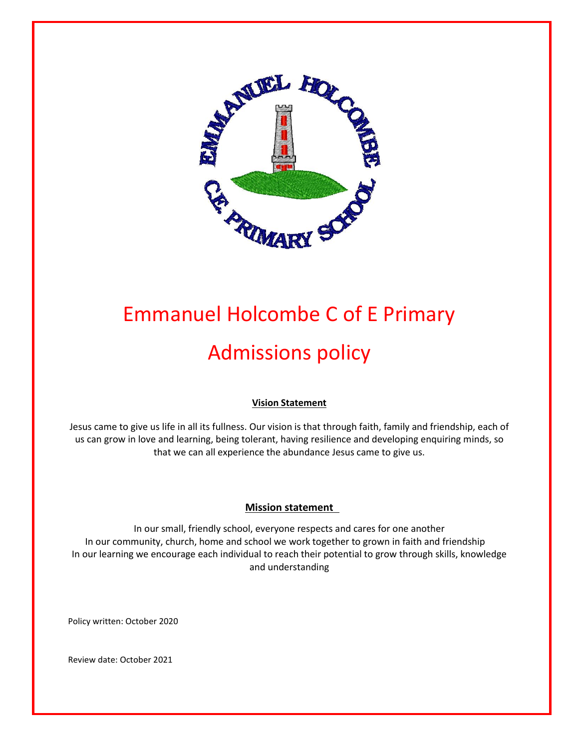# Emmanuel Holcombe C of E Primary

# Admissions policy

**Vision Statement**

Jesus came to give us life in all its fullness. Our vision is that through faith, family and friendship, each of us can grow in love and learning, being tolerant, having resilience and developing enquiring minds, so that we can all experience the abundance Jesus came to give us.

**Mission statement**

In our small, friendly school, everyone respects and cares for one another
In our community, church, home and school we work together to grown in faith and friendship
In our learning we encourage each individual to reach their potential to grow through skills, knowledge and understanding

Policy written: October 2020

Review date: October 2021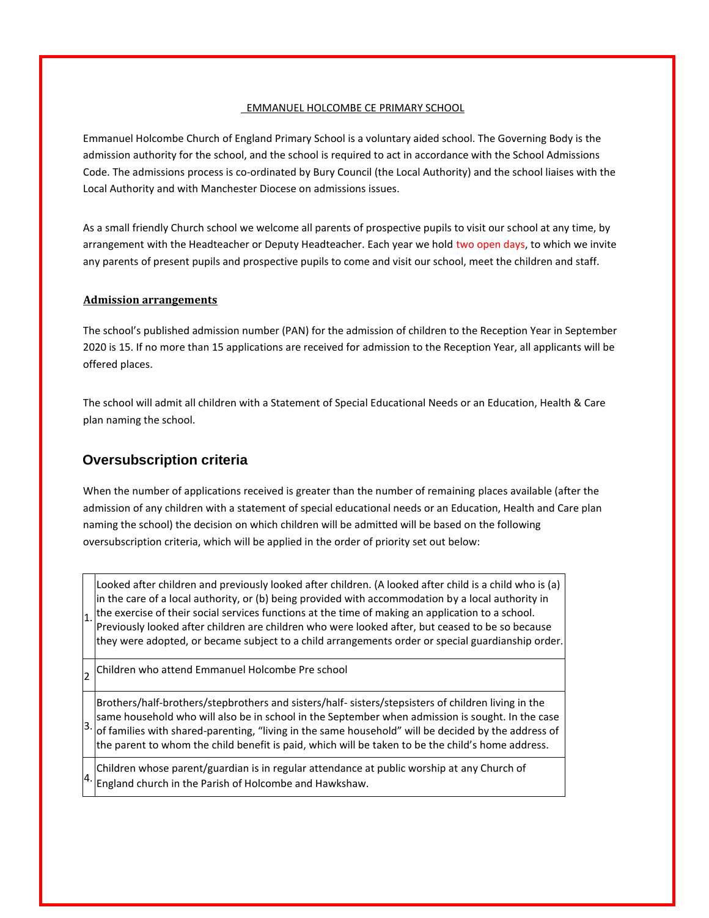EMMANUEL HOLCOMBE CE PRIMARY SCHOOL

Emmanuel Holcombe Church of England Primary School is a voluntary aided school. The Governing Body is the admission authority for the school, and the school is required to act in accordance with the School Admissions Code. The admissions process is co-ordinated by Bury Council (the Local Authority) and the school liaises with the Local Authority and with Manchester Diocese on admissions issues.

As a small friendly Church school we welcome all parents of prospective pupils to visit our school at any time, by arrangement with the Headteacher or Deputy Headteacher. Each year we hold two open days, to which we invite any parents of present pupils and prospective pupils to come and visit our school, meet the children and staff.

**Admission arrangements**

The school's published admission number (PAN) for the admission of children to the Reception Year in September 2020 is 15. If no more than 15 applications are received for admission to the Reception Year, all applicants will be offered places.

The school will admit all children with a Statement of Special Educational Needs or an Education, Health & Care plan naming the school.

## Oversubscription criteria

When the number of applications received is greater than the number of remaining places available (after the admission of any children with a statement of special educational needs or an Education, Health and Care plan naming the school) the decision on which children will be admitted will be based on the following oversubscription criteria, which will be applied in the order of priority set out below:

| | |
|---|---|
| 1. | Looked after children and previously looked after children. (A looked after child is a child who is (a) in the care of a local authority, or (b) being provided with accommodation by a local authority in the exercise of their social services functions at the time of making an application to a school. Previously looked after children are children who were looked after, but ceased to be so because they were adopted, or became subject to a child arrangements order or special guardianship order. |
| 2 | Children who attend Emmanuel Holcombe Pre school |
| 3. | Brothers/half-brothers/stepbrothers and sisters/half- sisters/stepsisters of children living in the same household who will also be in school in the September when admission is sought. In the case of families with shared-parenting, "living in the same household" will be decided by the address of the parent to whom the child benefit is paid, which will be taken to be the child's home address. |
| 4. | Children whose parent/guardian is in regular attendance at public worship at any Church of England church in the Parish of Holcombe and Hawkshaw. |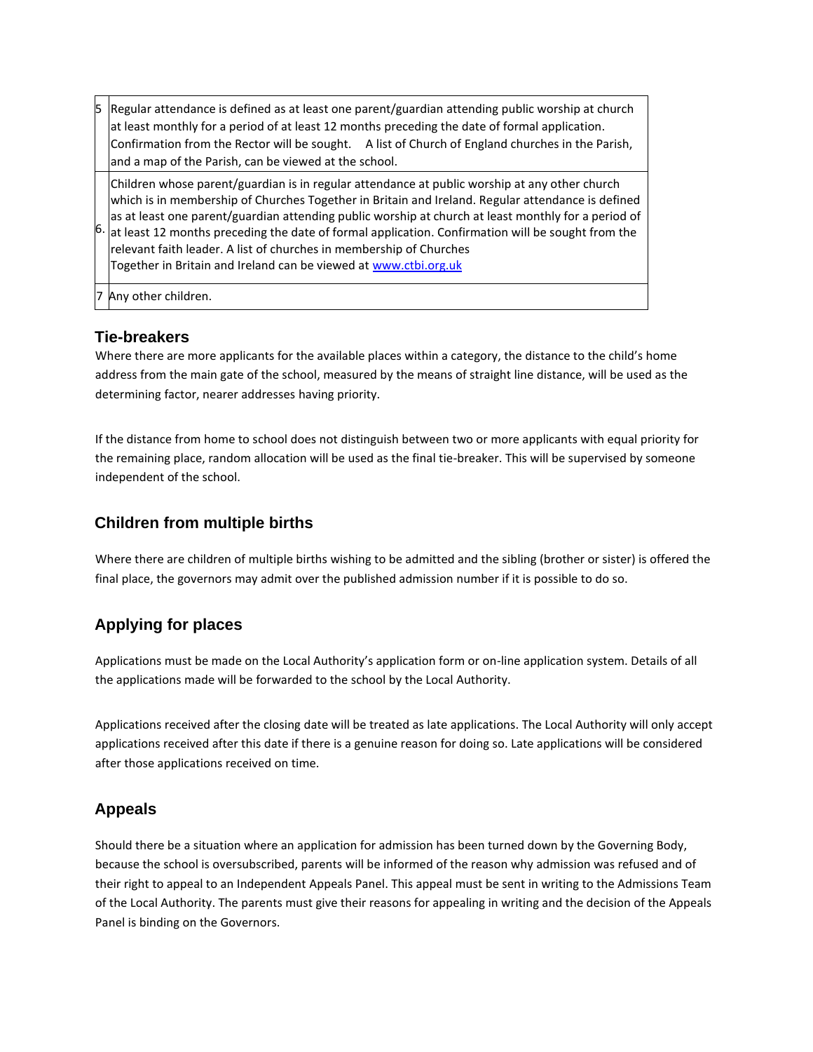| | |
|---|---|
| 5 | Regular attendance is defined as at least one parent/guardian attending public worship at church at least monthly for a period of at least 12 months preceding the date of formal application. Confirmation from the Rector will be sought. A list of Church of England churches in the Parish, and a map of the Parish, can be viewed at the school. |
| 6. | Children whose parent/guardian is in regular attendance at public worship at any other church which is in membership of Churches Together in Britain and Ireland. Regular attendance is defined as at least one parent/guardian attending public worship at church at least monthly for a period of at least 12 months preceding the date of formal application. Confirmation will be sought from the relevant faith leader. A list of churches in membership of Churches Together in Britain and Ireland can be viewed at [www.ctbi.org.uk](http://www.ctbi.org.uk) |
| 7 | Any other children. |

## Tie-breakers

Where there are more applicants for the available places within a category, the distance to the child's home address from the main gate of the school, measured by the means of straight line distance, will be used as the determining factor, nearer addresses having priority.

If the distance from home to school does not distinguish between two or more applicants with equal priority for the remaining place, random allocation will be used as the final tie-breaker. This will be supervised by someone independent of the school.

## Children from multiple births

Where there are children of multiple births wishing to be admitted and the sibling (brother or sister) is offered the final place, the governors may admit over the published admission number if it is possible to do so.

## Applying for places

Applications must be made on the Local Authority's application form or on-line application system. Details of all the applications made will be forwarded to the school by the Local Authority.

Applications received after the closing date will be treated as late applications. The Local Authority will only accept applications received after this date if there is a genuine reason for doing so. Late applications will be considered after those applications received on time.

## Appeals

Should there be a situation where an application for admission has been turned down by the Governing Body, because the school is oversubscribed, parents will be informed of the reason why admission was refused and of their right to appeal to an Independent Appeals Panel. This appeal must be sent in writing to the Admissions Team of the Local Authority. The parents must give their reasons for appealing in writing and the decision of the Appeals Panel is binding on the Governors.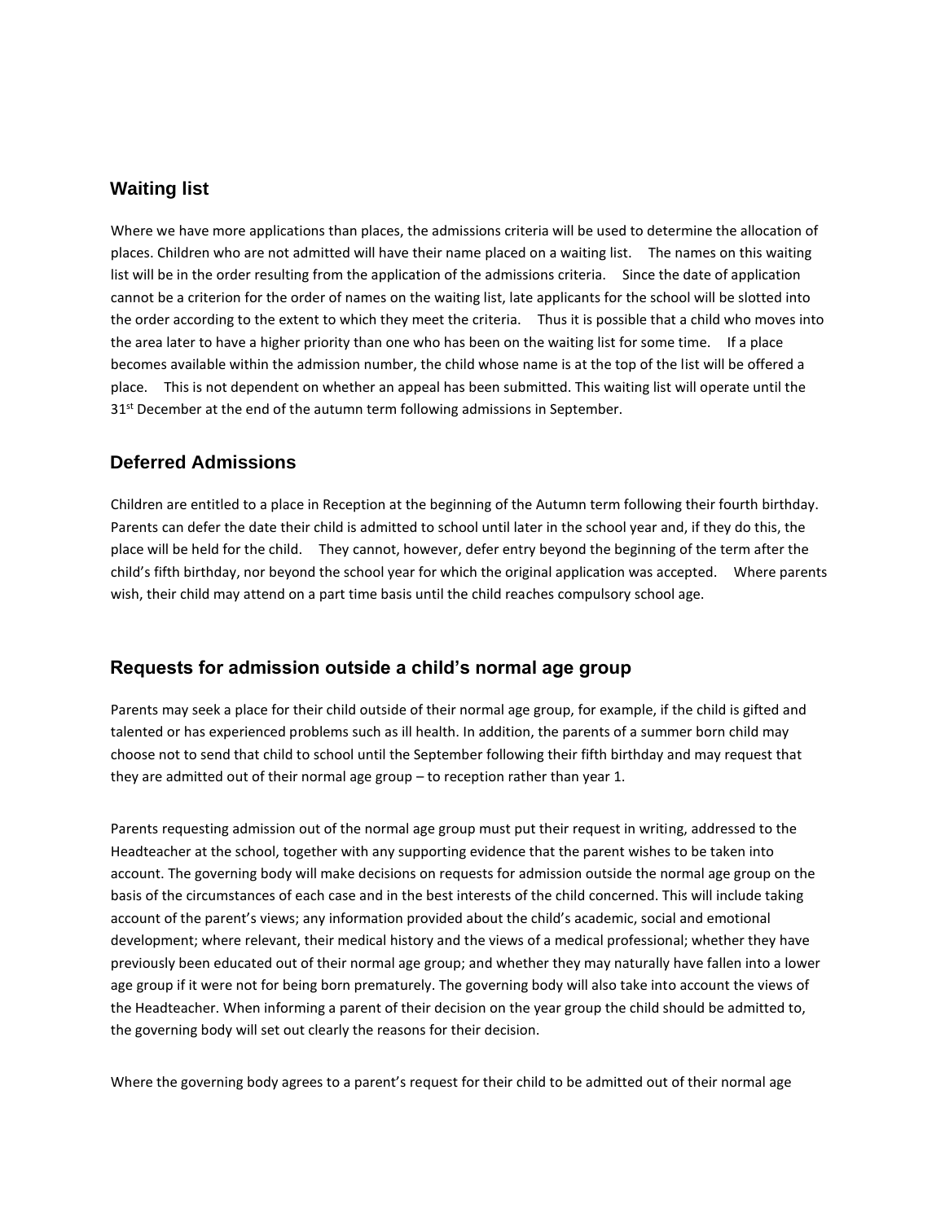## Waiting list

Where we have more applications than places, the admissions criteria will be used to determine the allocation of places. Children who are not admitted will have their name placed on a waiting list. The names on this waiting list will be in the order resulting from the application of the admissions criteria. Since the date of application cannot be a criterion for the order of names on the waiting list, late applicants for the school will be slotted into the order according to the extent to which they meet the criteria. Thus it is possible that a child who moves into the area later to have a higher priority than one who has been on the waiting list for some time. If a place becomes available within the admission number, the child whose name is at the top of the list will be offered a place. This is not dependent on whether an appeal has been submitted. This waiting list will operate until the 31st December at the end of the autumn term following admissions in September.

## Deferred Admissions

Children are entitled to a place in Reception at the beginning of the Autumn term following their fourth birthday. Parents can defer the date their child is admitted to school until later in the school year and, if they do this, the place will be held for the child. They cannot, however, defer entry beyond the beginning of the term after the child's fifth birthday, nor beyond the school year for which the original application was accepted. Where parents wish, their child may attend on a part time basis until the child reaches compulsory school age.

## Requests for admission outside a child's normal age group

Parents may seek a place for their child outside of their normal age group, for example, if the child is gifted and talented or has experienced problems such as ill health. In addition, the parents of a summer born child may choose not to send that child to school until the September following their fifth birthday and may request that they are admitted out of their normal age group – to reception rather than year 1.

Parents requesting admission out of the normal age group must put their request in writing, addressed to the Headteacher at the school, together with any supporting evidence that the parent wishes to be taken into account. The governing body will make decisions on requests for admission outside the normal age group on the basis of the circumstances of each case and in the best interests of the child concerned. This will include taking account of the parent's views; any information provided about the child's academic, social and emotional development; where relevant, their medical history and the views of a medical professional; whether they have previously been educated out of their normal age group; and whether they may naturally have fallen into a lower age group if it were not for being born prematurely. The governing body will also take into account the views of the Headteacher. When informing a parent of their decision on the year group the child should be admitted to, the governing body will set out clearly the reasons for their decision.

Where the governing body agrees to a parent's request for their child to be admitted out of their normal age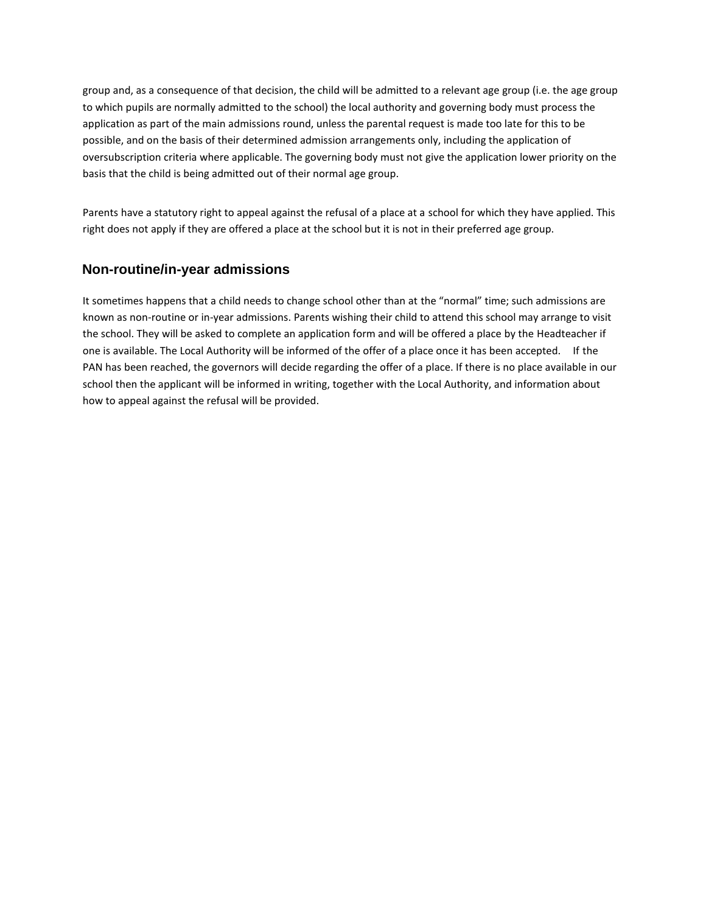group and, as a consequence of that decision, the child will be admitted to a relevant age group (i.e. the age group to which pupils are normally admitted to the school) the local authority and governing body must process the application as part of the main admissions round, unless the parental request is made too late for this to be possible, and on the basis of their determined admission arrangements only, including the application of oversubscription criteria where applicable. The governing body must not give the application lower priority on the basis that the child is being admitted out of their normal age group.

Parents have a statutory right to appeal against the refusal of a place at a school for which they have applied. This right does not apply if they are offered a place at the school but it is not in their preferred age group.

## Non-routine/in-year admissions

It sometimes happens that a child needs to change school other than at the "normal" time; such admissions are known as non-routine or in-year admissions. Parents wishing their child to attend this school may arrange to visit the school. They will be asked to complete an application form and will be offered a place by the Headteacher if one is available. The Local Authority will be informed of the offer of a place once it has been accepted. If the PAN has been reached, the governors will decide regarding the offer of a place. If there is no place available in our school then the applicant will be informed in writing, together with the Local Authority, and information about how to appeal against the refusal will be provided.